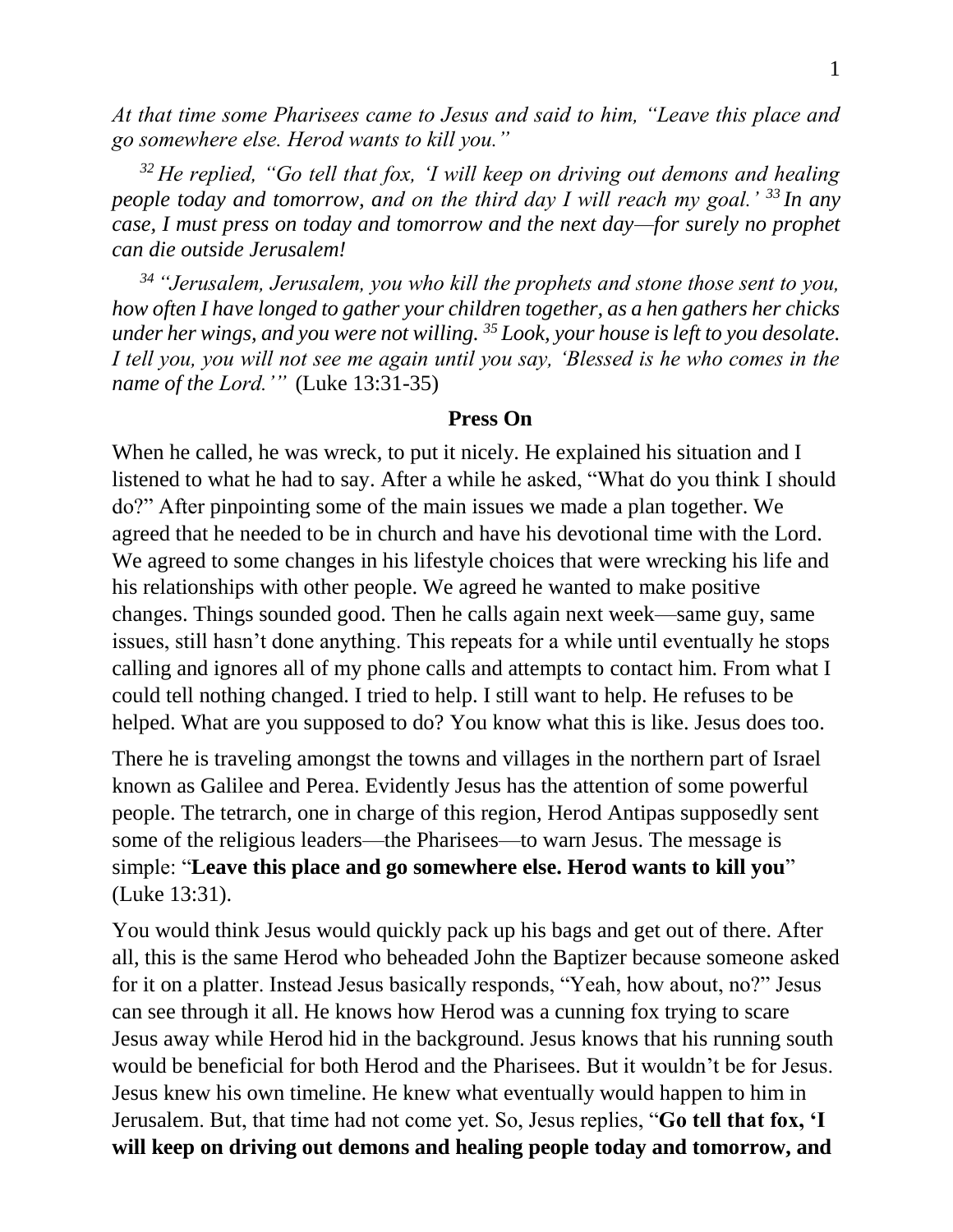*At that time some Pharisees came to Jesus and said to him, "Leave this place and go somewhere else. Herod wants to kill you."*

*[32] He replied, "Go tell that fox, 'I will keep on driving out demons and healing people today and tomorrow, and on the third day I will reach my goal.' [33] In any case, I must press on today and tomorrow and the next day—for surely no prophet can die outside Jerusalem!*

*[34] "Jerusalem, Jerusalem, you who kill the prophets and stone those sent to you, how often I have longed to gather your children together, as a hen gathers her chicks under her wings, and you were not willing. [35] Look, your house is left to you desolate. I tell you, you will not see me again until you say, 'Blessed is he who comes in the name of the Lord.'"* (Luke 13:31-35)

## Press On

When he called, he was wreck, to put it nicely. He explained his situation and I listened to what he had to say. After a while he asked, "What do you think I should do?" After pinpointing some of the main issues we made a plan together. We agreed that he needed to be in church and have his devotional time with the Lord. We agreed to some changes in his lifestyle choices that were wrecking his life and his relationships with other people. We agreed he wanted to make positive changes. Things sounded good. Then he calls again next week—same guy, same issues, still hasn't done anything. This repeats for a while until eventually he stops calling and ignores all of my phone calls and attempts to contact him. From what I could tell nothing changed. I tried to help. I still want to help. He refuses to be helped. What are you supposed to do? You know what this is like. Jesus does too.

There he is traveling amongst the towns and villages in the northern part of Israel known as Galilee and Perea. Evidently Jesus has the attention of some powerful people. The tetrarch, one in charge of this region, Herod Antipas supposedly sent some of the religious leaders—the Pharisees—to warn Jesus. The message is simple: "**Leave this place and go somewhere else. Herod wants to kill you**" (Luke 13:31).

You would think Jesus would quickly pack up his bags and get out of there. After all, this is the same Herod who beheaded John the Baptizer because someone asked for it on a platter. Instead Jesus basically responds, "Yeah, how about, no?" Jesus can see through it all. He knows how Herod was a cunning fox trying to scare Jesus away while Herod hid in the background. Jesus knows that his running south would be beneficial for both Herod and the Pharisees. But it wouldn't be for Jesus. Jesus knew his own timeline. He knew what eventually would happen to him in Jerusalem. But, that time had not come yet. So, Jesus replies, "**Go tell that fox, 'I will keep on driving out demons and healing people today and tomorrow, and**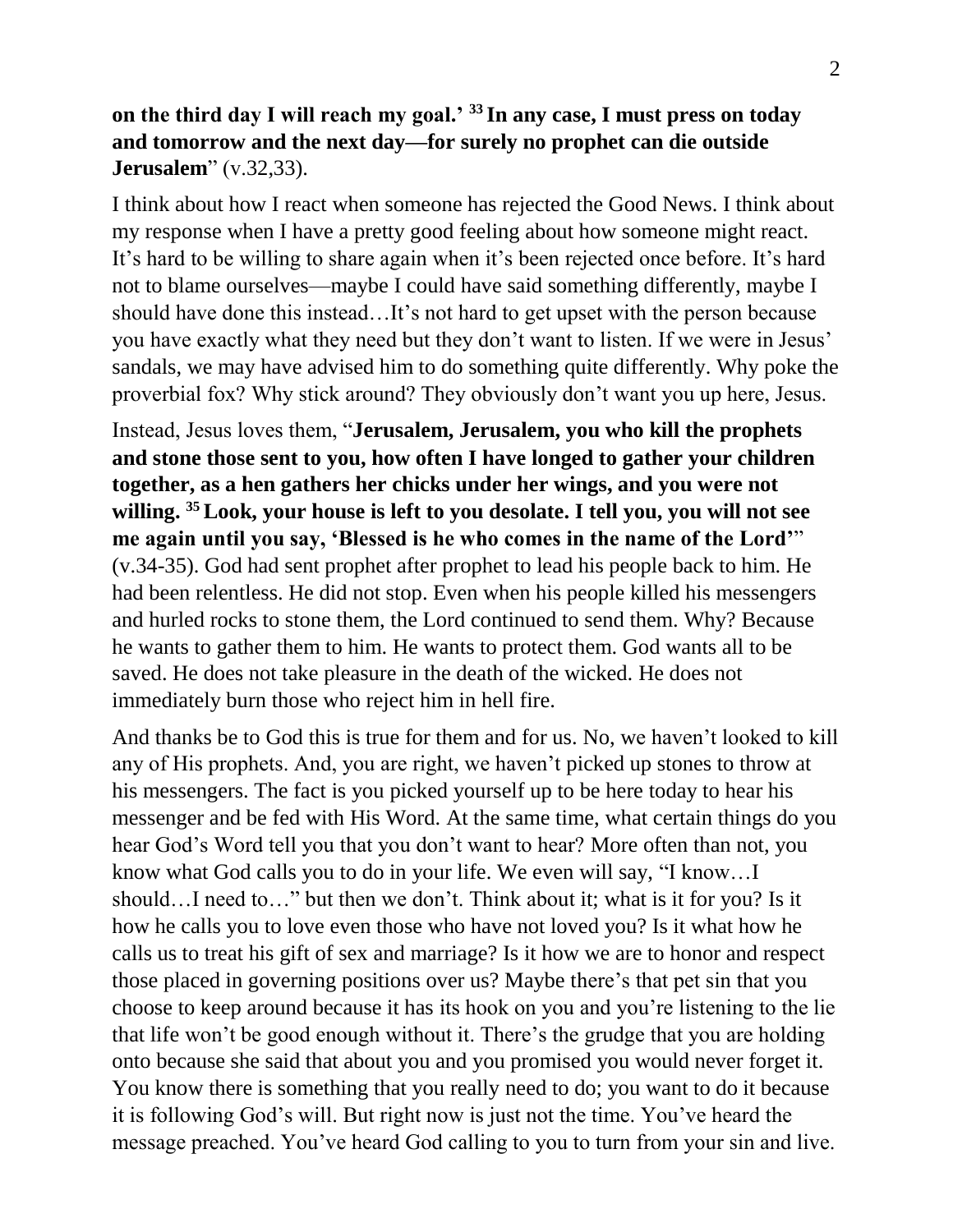**on the third day I will reach my goal.' [33] In any case, I must press on today and tomorrow and the next day—for surely no prophet can die outside Jerusalem**" (v.32,33).

I think about how I react when someone has rejected the Good News. I think about my response when I have a pretty good feeling about how someone might react. It's hard to be willing to share again when it's been rejected once before. It's hard not to blame ourselves—maybe I could have said something differently, maybe I should have done this instead…It's not hard to get upset with the person because you have exactly what they need but they don't want to listen. If we were in Jesus' sandals, we may have advised him to do something quite differently. Why poke the proverbial fox? Why stick around? They obviously don't want you up here, Jesus.

Instead, Jesus loves them, "**Jerusalem, Jerusalem, you who kill the prophets and stone those sent to you, how often I have longed to gather your children together, as a hen gathers her chicks under her wings, and you were not willing. [35] Look, your house is left to you desolate. I tell you, you will not see me again until you say, 'Blessed is he who comes in the name of the Lord'**" (v.34-35). God had sent prophet after prophet to lead his people back to him. He had been relentless. He did not stop. Even when his people killed his messengers and hurled rocks to stone them, the Lord continued to send them. Why? Because he wants to gather them to him. He wants to protect them. God wants all to be saved. He does not take pleasure in the death of the wicked. He does not immediately burn those who reject him in hell fire.

And thanks be to God this is true for them and for us. No, we haven't looked to kill any of His prophets. And, you are right, we haven't picked up stones to throw at his messengers. The fact is you picked yourself up to be here today to hear his messenger and be fed with His Word. At the same time, what certain things do you hear God's Word tell you that you don't want to hear? More often than not, you know what God calls you to do in your life. We even will say, "I know…I should…I need to…" but then we don't. Think about it; what is it for you? Is it how he calls you to love even those who have not loved you? Is it what how he calls us to treat his gift of sex and marriage? Is it how we are to honor and respect those placed in governing positions over us? Maybe there's that pet sin that you choose to keep around because it has its hook on you and you're listening to the lie that life won't be good enough without it. There's the grudge that you are holding onto because she said that about you and you promised you would never forget it. You know there is something that you really need to do; you want to do it because it is following God's will. But right now is just not the time. You've heard the message preached. You've heard God calling to you to turn from your sin and live.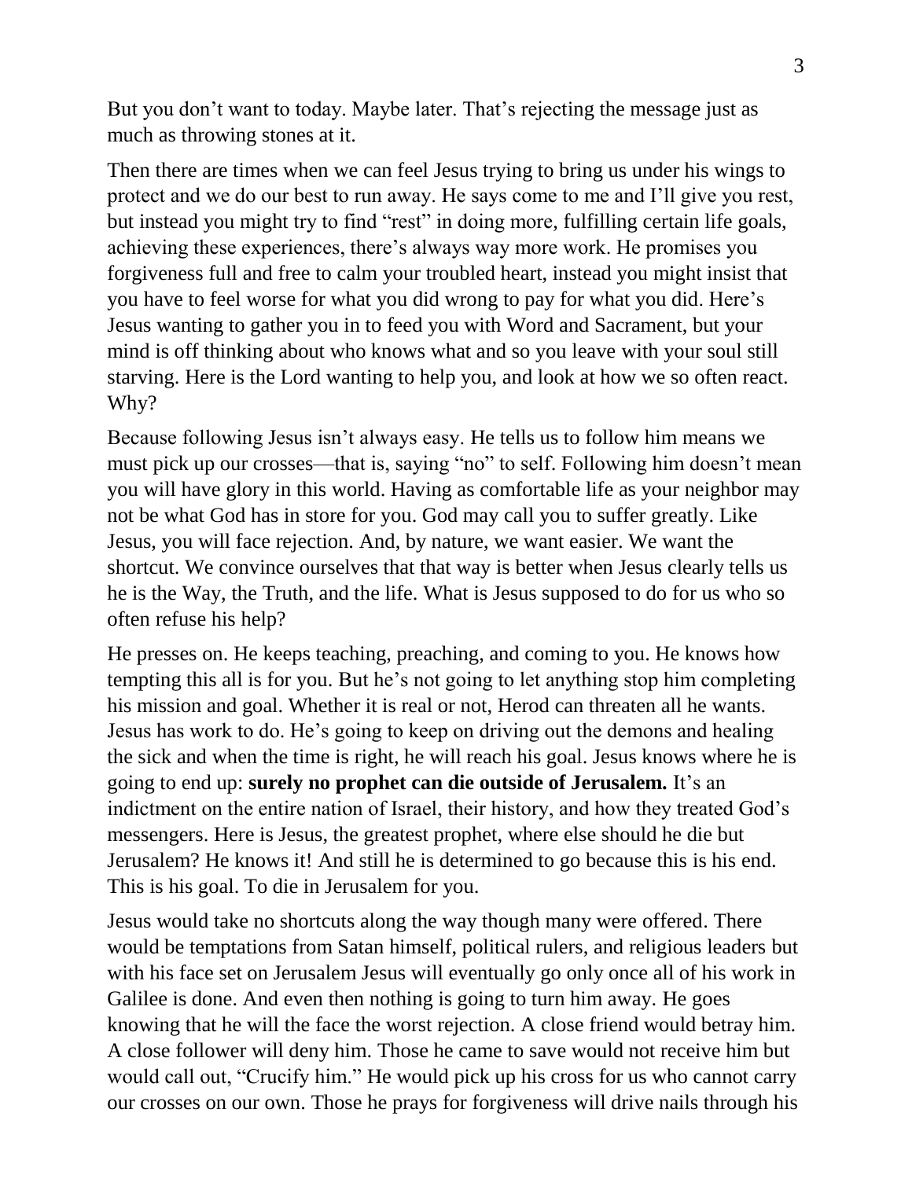But you don't want to today. Maybe later. That's rejecting the message just as much as throwing stones at it.

Then there are times when we can feel Jesus trying to bring us under his wings to protect and we do our best to run away. He says come to me and I'll give you rest, but instead you might try to find "rest" in doing more, fulfilling certain life goals, achieving these experiences, there's always way more work. He promises you forgiveness full and free to calm your troubled heart, instead you might insist that you have to feel worse for what you did wrong to pay for what you did. Here's Jesus wanting to gather you in to feed you with Word and Sacrament, but your mind is off thinking about who knows what and so you leave with your soul still starving. Here is the Lord wanting to help you, and look at how we so often react. Why?

Because following Jesus isn't always easy. He tells us to follow him means we must pick up our crosses—that is, saying "no" to self. Following him doesn't mean you will have glory in this world. Having as comfortable life as your neighbor may not be what God has in store for you. God may call you to suffer greatly. Like Jesus, you will face rejection. And, by nature, we want easier. We want the shortcut. We convince ourselves that that way is better when Jesus clearly tells us he is the Way, the Truth, and the life. What is Jesus supposed to do for us who so often refuse his help?

He presses on. He keeps teaching, preaching, and coming to you. He knows how tempting this all is for you. But he's not going to let anything stop him completing his mission and goal. Whether it is real or not, Herod can threaten all he wants. Jesus has work to do. He's going to keep on driving out the demons and healing the sick and when the time is right, he will reach his goal. Jesus knows where he is going to end up: **surely no prophet can die outside of Jerusalem.** It's an indictment on the entire nation of Israel, their history, and how they treated God's messengers. Here is Jesus, the greatest prophet, where else should he die but Jerusalem? He knows it! And still he is determined to go because this is his end. This is his goal. To die in Jerusalem for you.

Jesus would take no shortcuts along the way though many were offered. There would be temptations from Satan himself, political rulers, and religious leaders but with his face set on Jerusalem Jesus will eventually go only once all of his work in Galilee is done. And even then nothing is going to turn him away. He goes knowing that he will the face the worst rejection. A close friend would betray him. A close follower will deny him. Those he came to save would not receive him but would call out, "Crucify him." He would pick up his cross for us who cannot carry our crosses on our own. Those he prays for forgiveness will drive nails through his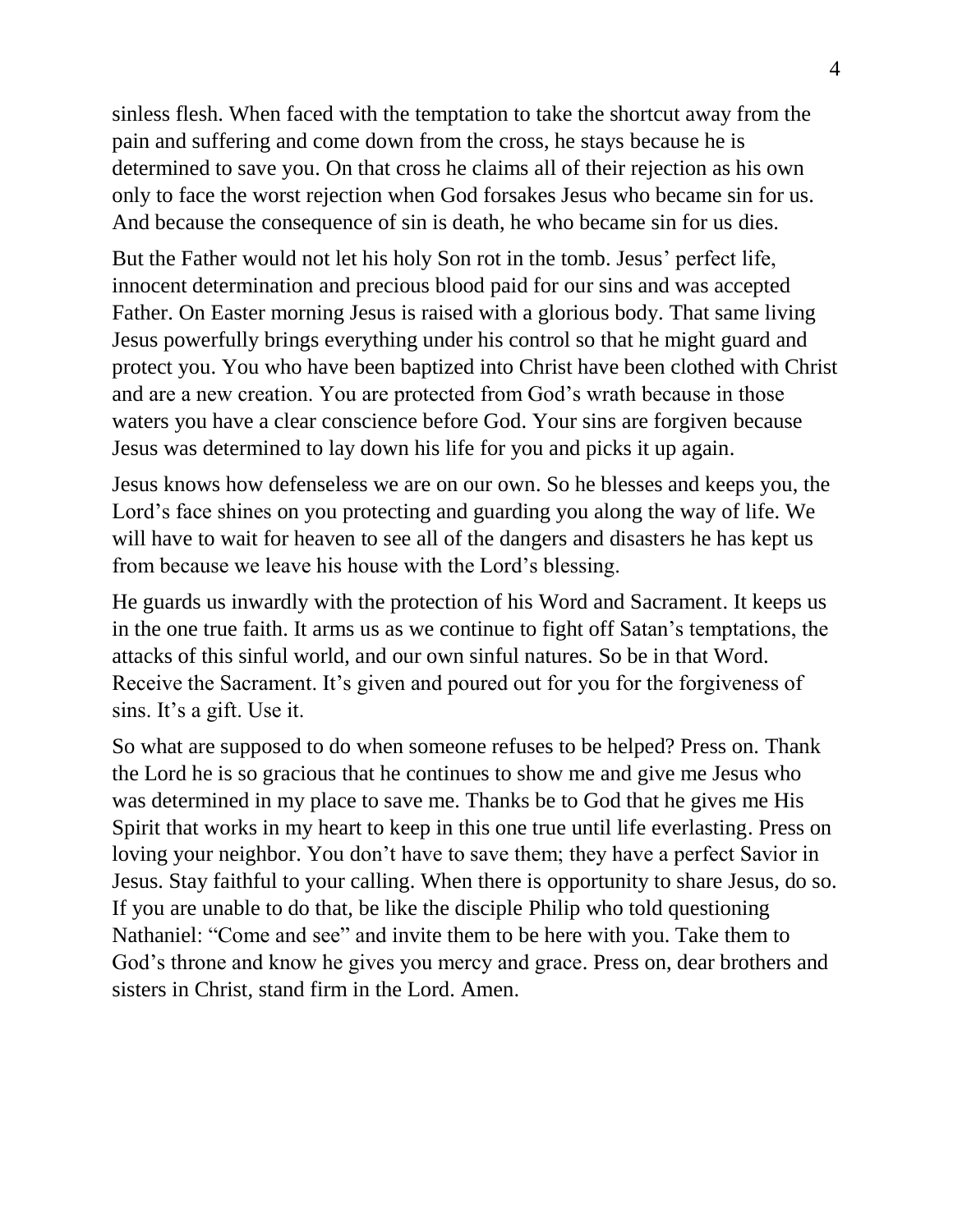sinless flesh. When faced with the temptation to take the shortcut away from the pain and suffering and come down from the cross, he stays because he is determined to save you. On that cross he claims all of their rejection as his own only to face the worst rejection when God forsakes Jesus who became sin for us. And because the consequence of sin is death, he who became sin for us dies.

But the Father would not let his holy Son rot in the tomb. Jesus' perfect life, innocent determination and precious blood paid for our sins and was accepted Father. On Easter morning Jesus is raised with a glorious body. That same living Jesus powerfully brings everything under his control so that he might guard and protect you. You who have been baptized into Christ have been clothed with Christ and are a new creation. You are protected from God's wrath because in those waters you have a clear conscience before God. Your sins are forgiven because Jesus was determined to lay down his life for you and picks it up again.

Jesus knows how defenseless we are on our own. So he blesses and keeps you, the Lord's face shines on you protecting and guarding you along the way of life. We will have to wait for heaven to see all of the dangers and disasters he has kept us from because we leave his house with the Lord's blessing.

He guards us inwardly with the protection of his Word and Sacrament. It keeps us in the one true faith. It arms us as we continue to fight off Satan's temptations, the attacks of this sinful world, and our own sinful natures. So be in that Word. Receive the Sacrament. It's given and poured out for you for the forgiveness of sins. It's a gift. Use it.

So what are supposed to do when someone refuses to be helped? Press on. Thank the Lord he is so gracious that he continues to show me and give me Jesus who was determined in my place to save me. Thanks be to God that he gives me His Spirit that works in my heart to keep in this one true until life everlasting. Press on loving your neighbor. You don't have to save them; they have a perfect Savior in Jesus. Stay faithful to your calling. When there is opportunity to share Jesus, do so. If you are unable to do that, be like the disciple Philip who told questioning Nathaniel: "Come and see" and invite them to be here with you. Take them to God's throne and know he gives you mercy and grace. Press on, dear brothers and sisters in Christ, stand firm in the Lord. Amen.